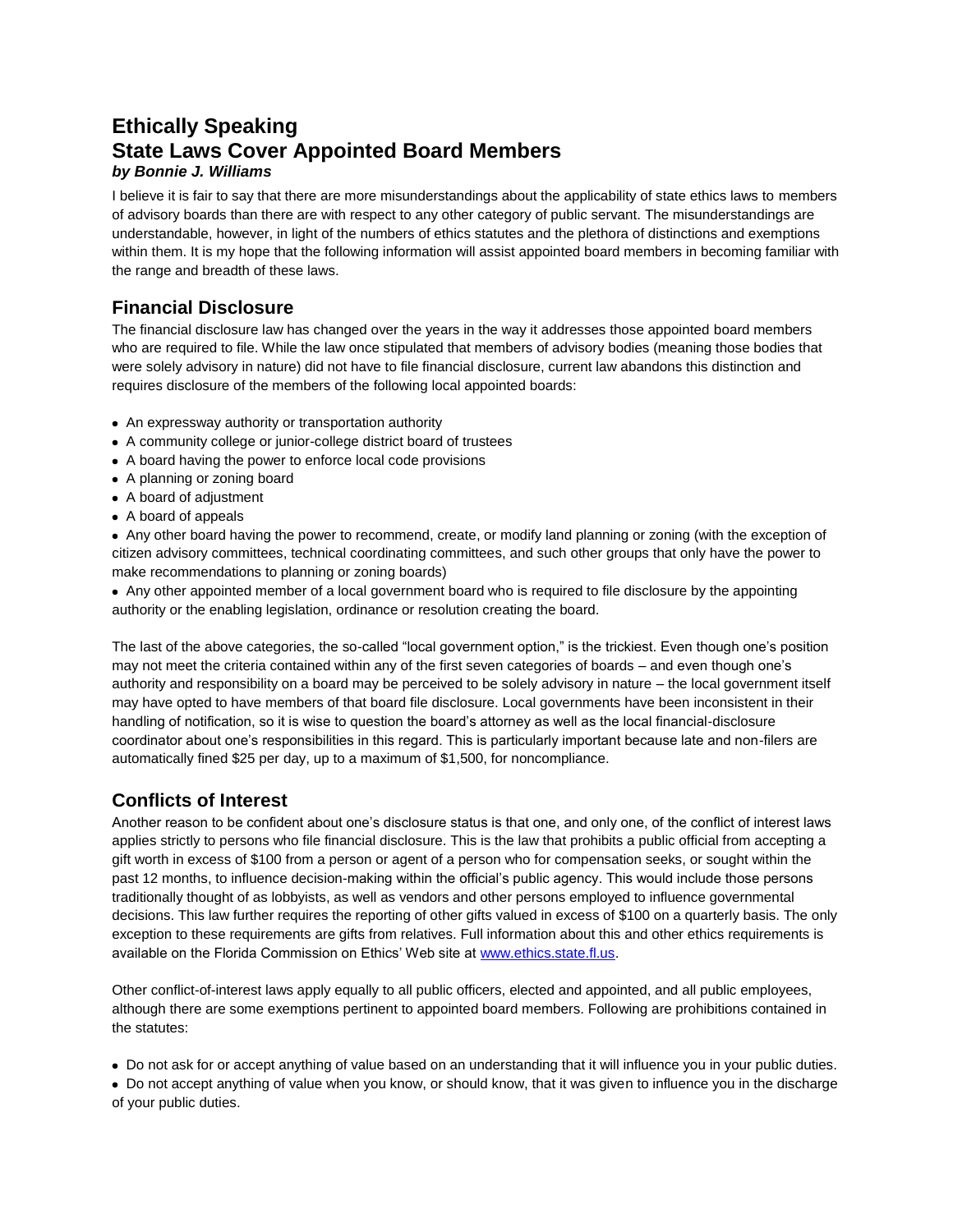# Ethically Speaking
# State Laws Cover Appointed Board Members
***by Bonnie J. Williams***

I believe it is fair to say that there are more misunderstandings about the applicability of state ethics laws to members of advisory boards than there are with respect to any other category of public servant. The misunderstandings are understandable, however, in light of the numbers of ethics statutes and the plethora of distinctions and exemptions within them. It is my hope that the following information will assist appointed board members in becoming familiar with the range and breadth of these laws.

## Financial Disclosure

The financial disclosure law has changed over the years in the way it addresses those appointed board members who are required to file. While the law once stipulated that members of advisory bodies (meaning those bodies that were solely advisory in nature) did not have to file financial disclosure, current law abandons this distinction and requires disclosure of the members of the following local appointed boards:

- An expressway authority or transportation authority
- A community college or junior-college district board of trustees
- A board having the power to enforce local code provisions
- A planning or zoning board
- A board of adjustment
- A board of appeals
- Any other board having the power to recommend, create, or modify land planning or zoning (with the exception of citizen advisory committees, technical coordinating committees, and such other groups that only have the power to make recommendations to planning or zoning boards)
- Any other appointed member of a local government board who is required to file disclosure by the appointing authority or the enabling legislation, ordinance or resolution creating the board.

The last of the above categories, the so-called "local government option," is the trickiest. Even though one's position may not meet the criteria contained within any of the first seven categories of boards – and even though one's authority and responsibility on a board may be perceived to be solely advisory in nature – the local government itself may have opted to have members of that board file disclosure. Local governments have been inconsistent in their handling of notification, so it is wise to question the board's attorney as well as the local financial-disclosure coordinator about one's responsibilities in this regard. This is particularly important because late and non-filers are automatically fined $25 per day, up to a maximum of $1,500, for noncompliance.

## Conflicts of Interest

Another reason to be confident about one's disclosure status is that one, and only one, of the conflict of interest laws applies strictly to persons who file financial disclosure. This is the law that prohibits a public official from accepting a gift worth in excess of $100 from a person or agent of a person who for compensation seeks, or sought within the past 12 months, to influence decision-making within the official's public agency. This would include those persons traditionally thought of as lobbyists, as well as vendors and other persons employed to influence governmental decisions. This law further requires the reporting of other gifts valued in excess of $100 on a quarterly basis. The only exception to these requirements are gifts from relatives. Full information about this and other ethics requirements is available on the Florida Commission on Ethics' Web site at www.ethics.state.fl.us.

Other conflict-of-interest laws apply equally to all public officers, elected and appointed, and all public employees, although there are some exemptions pertinent to appointed board members. Following are prohibitions contained in the statutes:

- Do not ask for or accept anything of value based on an understanding that it will influence you in your public duties.
- Do not accept anything of value when you know, or should know, that it was given to influence you in the discharge of your public duties.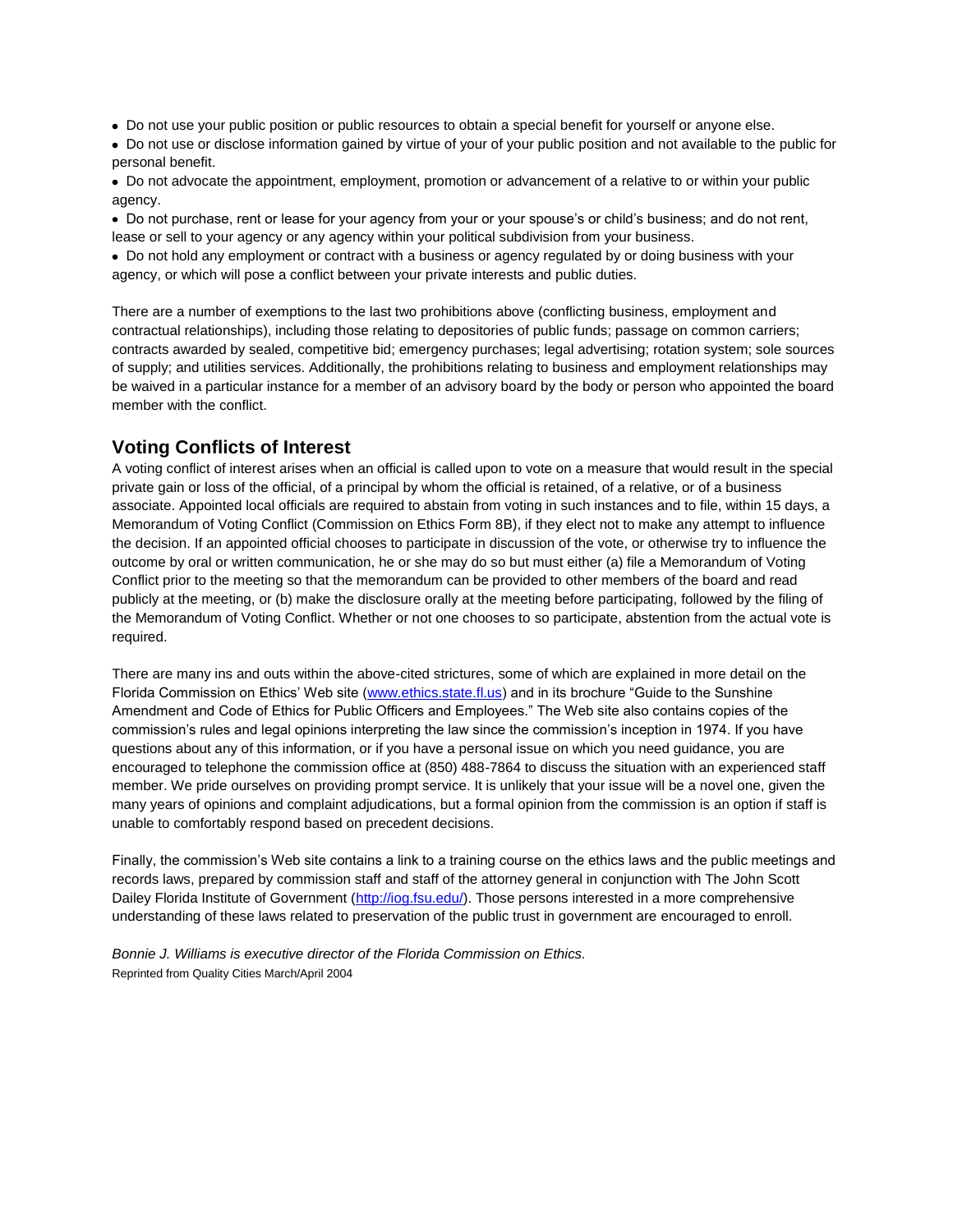- Do not use your public position or public resources to obtain a special benefit for yourself or anyone else.
- Do not use or disclose information gained by virtue of your of your public position and not available to the public for personal benefit.
- Do not advocate the appointment, employment, promotion or advancement of a relative to or within your public agency.
- Do not purchase, rent or lease for your agency from your or your spouse's or child's business; and do not rent, lease or sell to your agency or any agency within your political subdivision from your business.
- Do not hold any employment or contract with a business or agency regulated by or doing business with your agency, or which will pose a conflict between your private interests and public duties.

There are a number of exemptions to the last two prohibitions above (conflicting business, employment and contractual relationships), including those relating to depositories of public funds; passage on common carriers; contracts awarded by sealed, competitive bid; emergency purchases; legal advertising; rotation system; sole sources of supply; and utilities services. Additionally, the prohibitions relating to business and employment relationships may be waived in a particular instance for a member of an advisory board by the body or person who appointed the board member with the conflict.

## Voting Conflicts of Interest

A voting conflict of interest arises when an official is called upon to vote on a measure that would result in the special private gain or loss of the official, of a principal by whom the official is retained, of a relative, or of a business associate. Appointed local officials are required to abstain from voting in such instances and to file, within 15 days, a Memorandum of Voting Conflict (Commission on Ethics Form 8B), if they elect not to make any attempt to influence the decision. If an appointed official chooses to participate in discussion of the vote, or otherwise try to influence the outcome by oral or written communication, he or she may do so but must either (a) file a Memorandum of Voting Conflict prior to the meeting so that the memorandum can be provided to other members of the board and read publicly at the meeting, or (b) make the disclosure orally at the meeting before participating, followed by the filing of the Memorandum of Voting Conflict. Whether or not one chooses to so participate, abstention from the actual vote is required.

There are many ins and outs within the above-cited strictures, some of which are explained in more detail on the Florida Commission on Ethics' Web site (www.ethics.state.fl.us) and in its brochure "Guide to the Sunshine Amendment and Code of Ethics for Public Officers and Employees." The Web site also contains copies of the commission's rules and legal opinions interpreting the law since the commission's inception in 1974. If you have questions about any of this information, or if you have a personal issue on which you need guidance, you are encouraged to telephone the commission office at (850) 488-7864 to discuss the situation with an experienced staff member. We pride ourselves on providing prompt service. It is unlikely that your issue will be a novel one, given the many years of opinions and complaint adjudications, but a formal opinion from the commission is an option if staff is unable to comfortably respond based on precedent decisions.

Finally, the commission's Web site contains a link to a training course on the ethics laws and the public meetings and records laws, prepared by commission staff and staff of the attorney general in conjunction with The John Scott Dailey Florida Institute of Government (http://iog.fsu.edu/). Those persons interested in a more comprehensive understanding of these laws related to preservation of the public trust in government are encouraged to enroll.

*Bonnie J. Williams is executive director of the Florida Commission on Ethics.*

Reprinted from Quality Cities March/April 2004